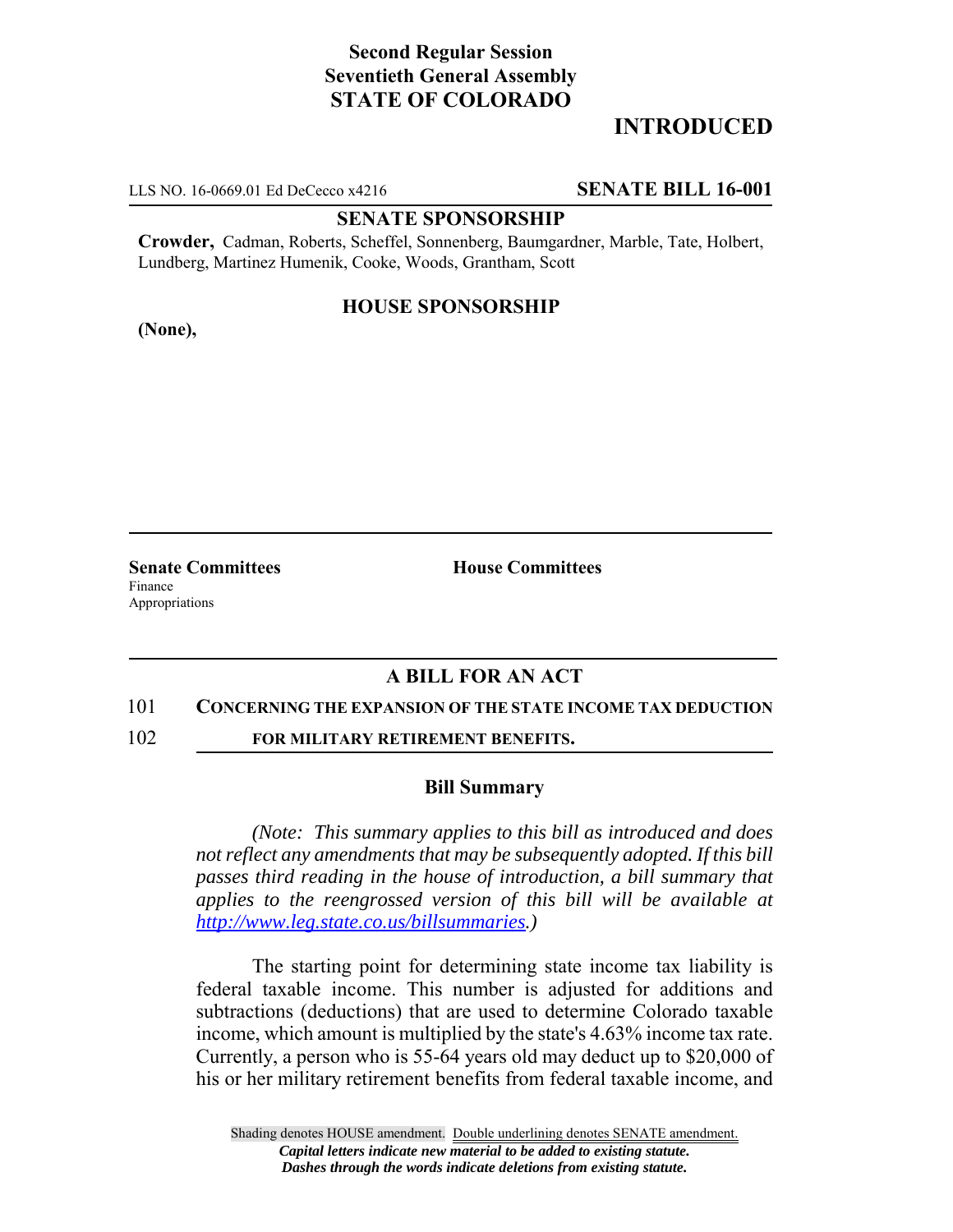**Second Regular Session**
**Seventieth General Assembly**
**STATE OF COLORADO**

# INTRODUCED

LLS NO. 16-0669.01 Ed DeCecco x4216 **SENATE BILL 16-001**

**SENATE SPONSORSHIP**

**Crowder,** Cadman, Roberts, Scheffel, Sonnenberg, Baumgardner, Marble, Tate, Holbert, Lundberg, Martinez Humenik, Cooke, Woods, Grantham, Scott

**HOUSE SPONSORSHIP**

**(None),**

**Senate Committees**
Finance
Appropriations

**House Committees**

## A BILL FOR AN ACT

101 **CONCERNING THE EXPANSION OF THE STATE INCOME TAX DEDUCTION**
102 **FOR MILITARY RETIREMENT BENEFITS.**

### Bill Summary

*(Note: This summary applies to this bill as introduced and does not reflect any amendments that may be subsequently adopted. If this bill passes third reading in the house of introduction, a bill summary that applies to the reengrossed version of this bill will be available at http://www.leg.state.co.us/billsummaries.)*

The starting point for determining state income tax liability is federal taxable income. This number is adjusted for additions and subtractions (deductions) that are used to determine Colorado taxable income, which amount is multiplied by the state's 4.63% income tax rate. Currently, a person who is 55-64 years old may deduct up to $20,000 of his or her military retirement benefits from federal taxable income, and

Shading denotes HOUSE amendment. Double underlining denotes SENATE amendment.
*Capital letters indicate new material to be added to existing statute.*
*Dashes through the words indicate deletions from existing statute.*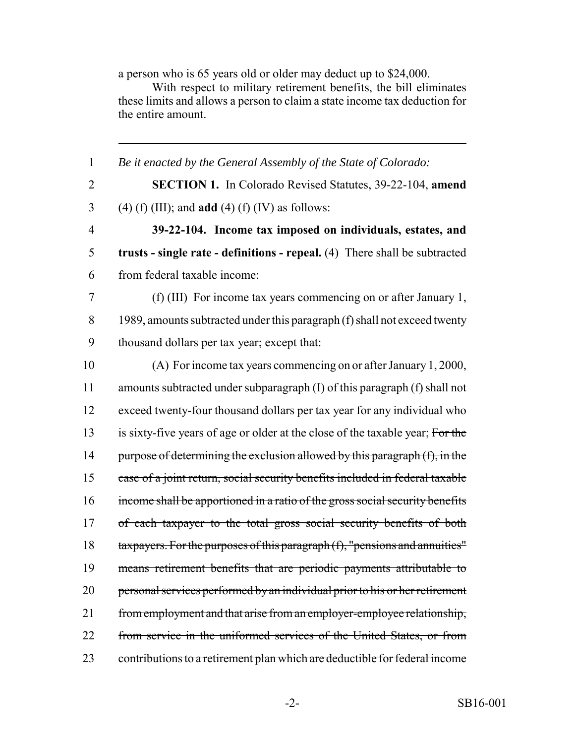a person who is 65 years old or older may deduct up to $24,000.

With respect to military retirement benefits, the bill eliminates these limits and allows a person to claim a state income tax deduction for the entire amount.

---

1 *Be it enacted by the General Assembly of the State of Colorado:*

2 **SECTION 1.** In Colorado Revised Statutes, 39-22-104, **amend**
3 (4) (f) (III); and **add** (4) (f) (IV) as follows:

4 **39-22-104. Income tax imposed on individuals, estates, and**
5 **trusts - single rate - definitions - repeal.** (4) There shall be subtracted
6 from federal taxable income:

7 (f) (III) For income tax years commencing on or after January 1,
8 1989, amounts subtracted under this paragraph (f) shall not exceed twenty
9 thousand dollars per tax year; except that:

10 (A) For income tax years commencing on or after January 1, 2000,
11 amounts subtracted under subparagraph (I) of this paragraph (f) shall not
12 exceed twenty-four thousand dollars per tax year for any individual who
13 is sixty-five years of age or older at the close of the taxable year; ~~For the~~
14 ~~purpose of determining the exclusion allowed by this paragraph (f), in the~~
15 ~~case of a joint return, social security benefits included in federal taxable~~
16 ~~income shall be apportioned in a ratio of the gross social security benefits~~
17 ~~of each taxpayer to the total gross social security benefits of both~~
18 ~~taxpayers. For the purposes of this paragraph (f), "pensions and annuities"~~
19 ~~means retirement benefits that are periodic payments attributable to~~
20 ~~personal services performed by an individual prior to his or her retirement~~
21 ~~from employment and that arise from an employer-employee relationship,~~
22 ~~from service in the uniformed services of the United States, or from~~
23 ~~contributions to a retirement plan which are deductible for federal income~~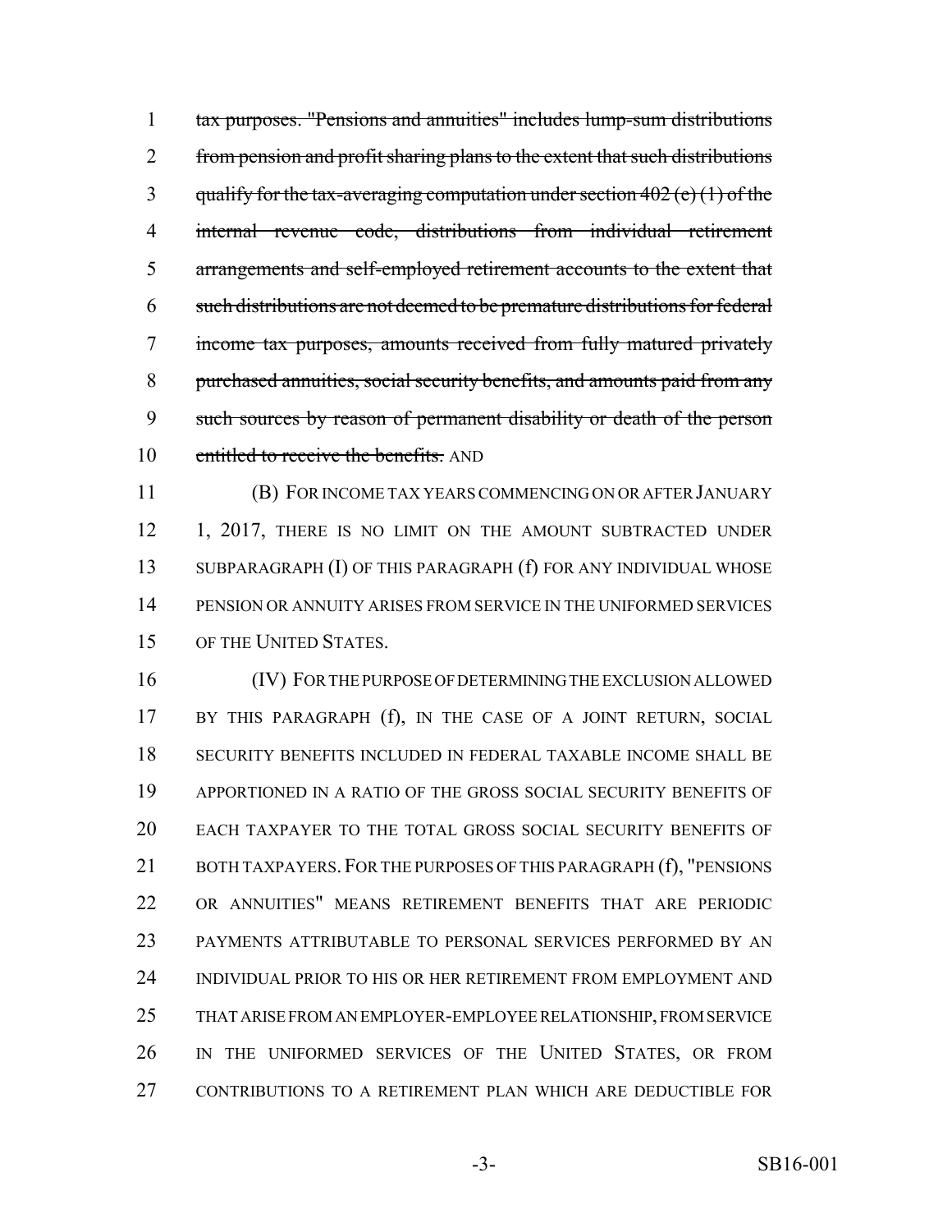1 ~~tax purposes. "Pensions and annuities" includes lump-sum distributions~~
2 ~~from pension and profit sharing plans to the extent that such distributions~~
3 ~~qualify for the tax-averaging computation under section 402 (e) (1) of the~~
4 ~~internal revenue code, distributions from individual retirement~~
5 ~~arrangements and self-employed retirement accounts to the extent that~~
6 ~~such distributions are not deemed to be premature distributions for federal~~
7 ~~income tax purposes, amounts received from fully matured privately~~
8 ~~purchased annuities, social security benefits, and amounts paid from any~~
9 ~~such sources by reason of permanent disability or death of the person~~
10 ~~entitled to receive the benefits.~~ AND

11 (B) FOR INCOME TAX YEARS COMMENCING ON OR AFTER JANUARY
12 1, 2017, THERE IS NO LIMIT ON THE AMOUNT SUBTRACTED UNDER
13 SUBPARAGRAPH (I) OF THIS PARAGRAPH (f) FOR ANY INDIVIDUAL WHOSE
14 PENSION OR ANNUITY ARISES FROM SERVICE IN THE UNIFORMED SERVICES
15 OF THE UNITED STATES.

16 (IV) FOR THE PURPOSE OF DETERMINING THE EXCLUSION ALLOWED
17 BY THIS PARAGRAPH (f), IN THE CASE OF A JOINT RETURN, SOCIAL
18 SECURITY BENEFITS INCLUDED IN FEDERAL TAXABLE INCOME SHALL BE
19 APPORTIONED IN A RATIO OF THE GROSS SOCIAL SECURITY BENEFITS OF
20 EACH TAXPAYER TO THE TOTAL GROSS SOCIAL SECURITY BENEFITS OF
21 BOTH TAXPAYERS. FOR THE PURPOSES OF THIS PARAGRAPH (f), "PENSIONS
22 OR ANNUITIES" MEANS RETIREMENT BENEFITS THAT ARE PERIODIC
23 PAYMENTS ATTRIBUTABLE TO PERSONAL SERVICES PERFORMED BY AN
24 INDIVIDUAL PRIOR TO HIS OR HER RETIREMENT FROM EMPLOYMENT AND
25 THAT ARISE FROM AN EMPLOYER-EMPLOYEE RELATIONSHIP, FROM SERVICE
26 IN THE UNIFORMED SERVICES OF THE UNITED STATES, OR FROM
27 CONTRIBUTIONS TO A RETIREMENT PLAN WHICH ARE DEDUCTIBLE FOR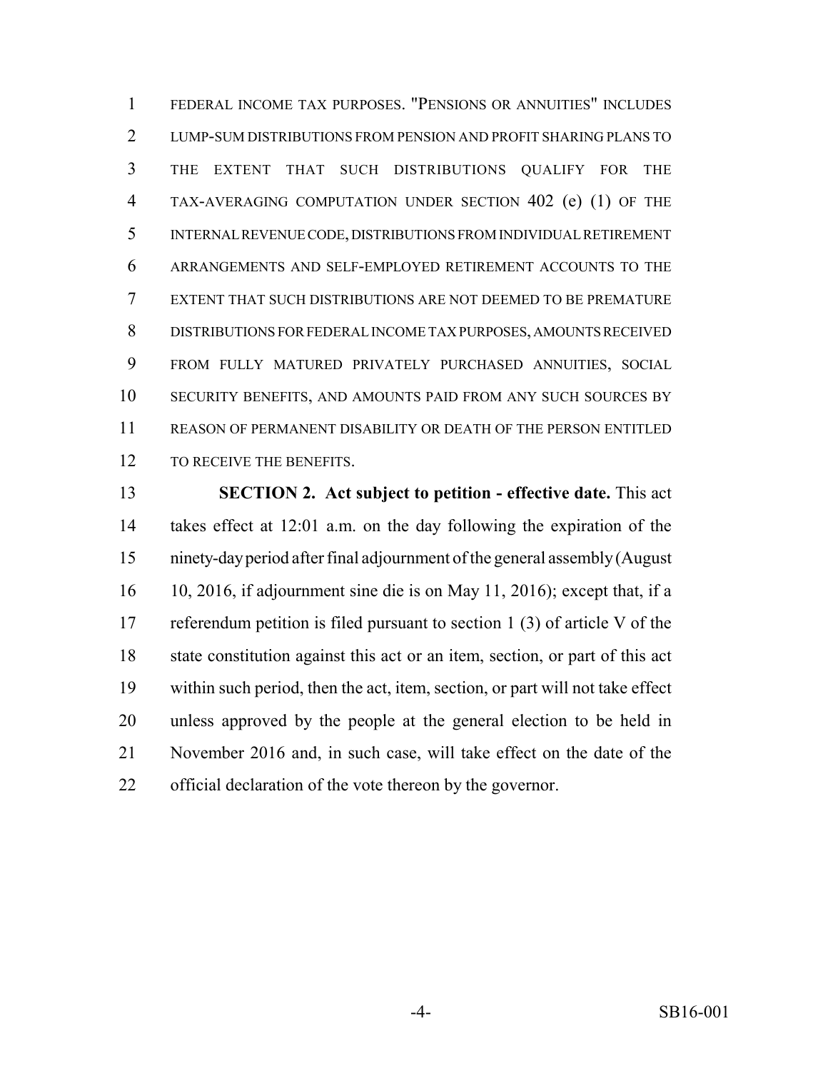FEDERAL INCOME TAX PURPOSES. "PENSIONS OR ANNUITIES" INCLUDES LUMP-SUM DISTRIBUTIONS FROM PENSION AND PROFIT SHARING PLANS TO THE EXTENT THAT SUCH DISTRIBUTIONS QUALIFY FOR THE TAX-AVERAGING COMPUTATION UNDER SECTION 402 (e) (1) OF THE INTERNAL REVENUE CODE, DISTRIBUTIONS FROM INDIVIDUAL RETIREMENT ARRANGEMENTS AND SELF-EMPLOYED RETIREMENT ACCOUNTS TO THE EXTENT THAT SUCH DISTRIBUTIONS ARE NOT DEEMED TO BE PREMATURE DISTRIBUTIONS FOR FEDERAL INCOME TAX PURPOSES, AMOUNTS RECEIVED FROM FULLY MATURED PRIVATELY PURCHASED ANNUITIES, SOCIAL SECURITY BENEFITS, AND AMOUNTS PAID FROM ANY SUCH SOURCES BY REASON OF PERMANENT DISABILITY OR DEATH OF THE PERSON ENTITLED TO RECEIVE THE BENEFITS.

**SECTION 2. Act subject to petition - effective date.** This act takes effect at 12:01 a.m. on the day following the expiration of the ninety-day period after final adjournment of the general assembly (August 10, 2016, if adjournment sine die is on May 11, 2016); except that, if a referendum petition is filed pursuant to section 1 (3) of article V of the state constitution against this act or an item, section, or part of this act within such period, then the act, item, section, or part will not take effect unless approved by the people at the general election to be held in November 2016 and, in such case, will take effect on the date of the official declaration of the vote thereon by the governor.